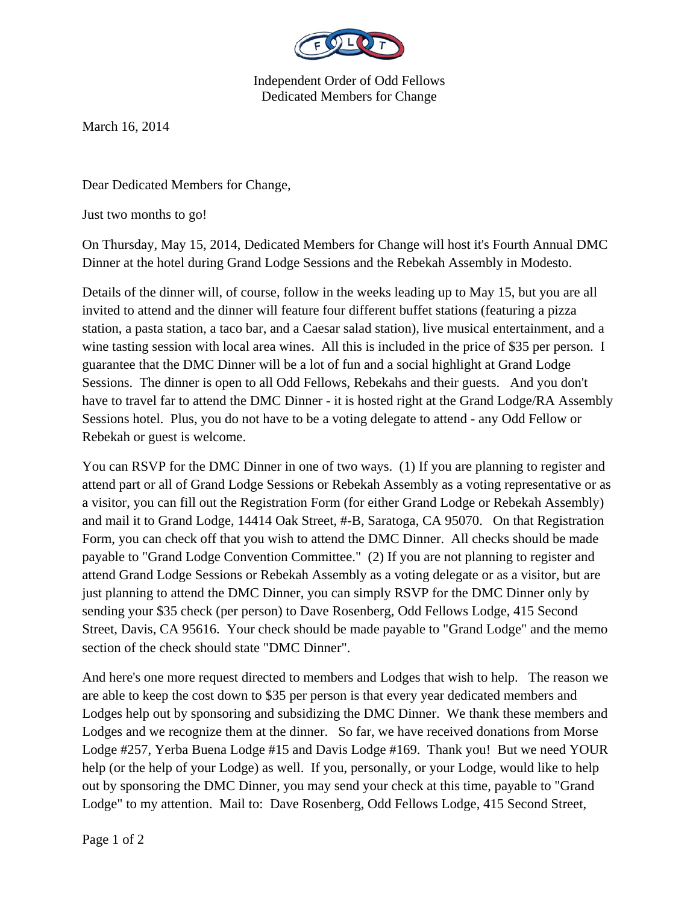Independent Order of Odd Fellows
Dedicated Members for Change

March 16, 2014

Dear Dedicated Members for Change,

Just two months to go!

On Thursday, May 15, 2014, Dedicated Members for Change will host it's Fourth Annual DMC Dinner at the hotel during Grand Lodge Sessions and the Rebekah Assembly in Modesto.

Details of the dinner will, of course, follow in the weeks leading up to May 15, but you are all invited to attend and the dinner will feature four different buffet stations (featuring a pizza station, a pasta station, a taco bar, and a Caesar salad station), live musical entertainment, and a wine tasting session with local area wines. All this is included in the price of $35 per person. I guarantee that the DMC Dinner will be a lot of fun and a social highlight at Grand Lodge Sessions. The dinner is open to all Odd Fellows, Rebekahs and their guests. And you don't have to travel far to attend the DMC Dinner - it is hosted right at the Grand Lodge/RA Assembly Sessions hotel. Plus, you do not have to be a voting delegate to attend - any Odd Fellow or Rebekah or guest is welcome.

You can RSVP for the DMC Dinner in one of two ways. (1) If you are planning to register and attend part or all of Grand Lodge Sessions or Rebekah Assembly as a voting representative or as a visitor, you can fill out the Registration Form (for either Grand Lodge or Rebekah Assembly) and mail it to Grand Lodge, 14414 Oak Street, #-B, Saratoga, CA 95070. On that Registration Form, you can check off that you wish to attend the DMC Dinner. All checks should be made payable to "Grand Lodge Convention Committee." (2) If you are not planning to register and attend Grand Lodge Sessions or Rebekah Assembly as a voting delegate or as a visitor, but are just planning to attend the DMC Dinner, you can simply RSVP for the DMC Dinner only by sending your $35 check (per person) to Dave Rosenberg, Odd Fellows Lodge, 415 Second Street, Davis, CA 95616. Your check should be made payable to "Grand Lodge" and the memo section of the check should state "DMC Dinner".

And here's one more request directed to members and Lodges that wish to help. The reason we are able to keep the cost down to $35 per person is that every year dedicated members and Lodges help out by sponsoring and subsidizing the DMC Dinner. We thank these members and Lodges and we recognize them at the dinner. So far, we have received donations from Morse Lodge #257, Yerba Buena Lodge #15 and Davis Lodge #169. Thank you! But we need YOUR help (or the help of your Lodge) as well. If you, personally, or your Lodge, would like to help out by sponsoring the DMC Dinner, you may send your check at this time, payable to "Grand Lodge" to my attention. Mail to: Dave Rosenberg, Odd Fellows Lodge, 415 Second Street,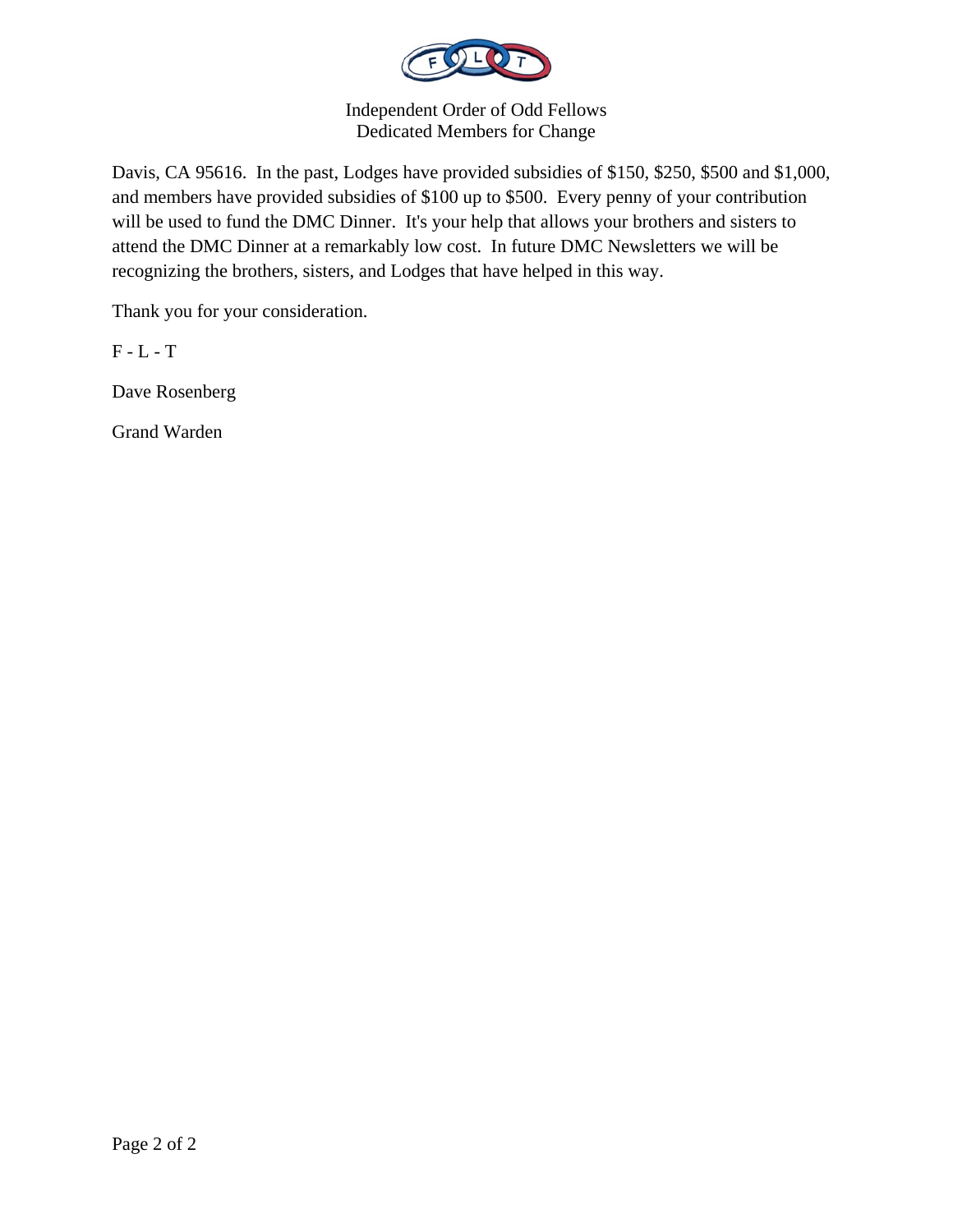Davis, CA 95616. In the past, Lodges have provided subsidies of $150, $250, $500 and $1,000, and members have provided subsidies of $100 up to $500. Every penny of your contribution will be used to fund the DMC Dinner. It's your help that allows your brothers and sisters to attend the DMC Dinner at a remarkably low cost. In future DMC Newsletters we will be recognizing the brothers, sisters, and Lodges that have helped in this way.

Thank you for your consideration.

F - L - T

Dave Rosenberg

Grand Warden